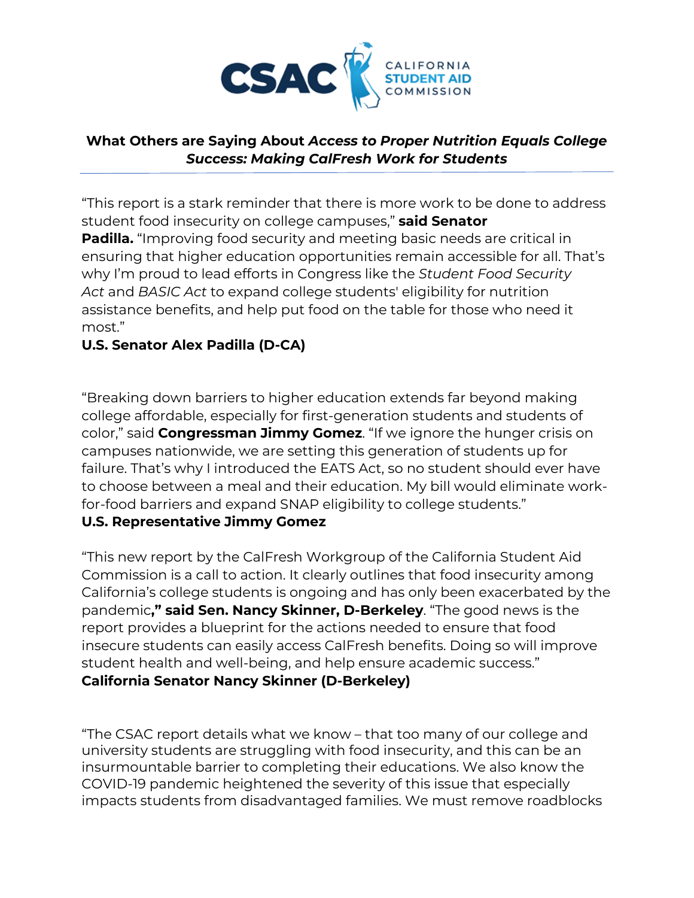CSAC CALIFORNIA STUDENT AID COMMISSION

## What Others are Saying About *Access to Proper Nutrition Equals College Success: Making CalFresh Work for Students*

"This report is a stark reminder that there is more work to be done to address student food insecurity on college campuses," **said Senator Padilla.** "Improving food security and meeting basic needs are critical in ensuring that higher education opportunities remain accessible for all. That's why I'm proud to lead efforts in Congress like the *Student Food Security Act* and *BASIC Act* to expand college students' eligibility for nutrition assistance benefits, and help put food on the table for those who need it most."
**U.S. Senator Alex Padilla (D-CA)**

"Breaking down barriers to higher education extends far beyond making college affordable, especially for first-generation students and students of color," said **Congressman Jimmy Gomez**. "If we ignore the hunger crisis on campuses nationwide, we are setting this generation of students up for failure. That's why I introduced the EATS Act, so no student should ever have to choose between a meal and their education. My bill would eliminate work-for-food barriers and expand SNAP eligibility to college students."
**U.S. Representative Jimmy Gomez**

"This new report by the CalFresh Workgroup of the California Student Aid Commission is a call to action. It clearly outlines that food insecurity among California's college students is ongoing and has only been exacerbated by the pandemic**," said Sen. Nancy Skinner, D-Berkeley**. "The good news is the report provides a blueprint for the actions needed to ensure that food insecure students can easily access CalFresh benefits. Doing so will improve student health and well-being, and help ensure academic success."
**California Senator Nancy Skinner (D-Berkeley)**

"The CSAC report details what we know – that too many of our college and university students are struggling with food insecurity, and this can be an insurmountable barrier to completing their educations. We also know the COVID-19 pandemic heightened the severity of this issue that especially impacts students from disadvantaged families. We must remove roadblocks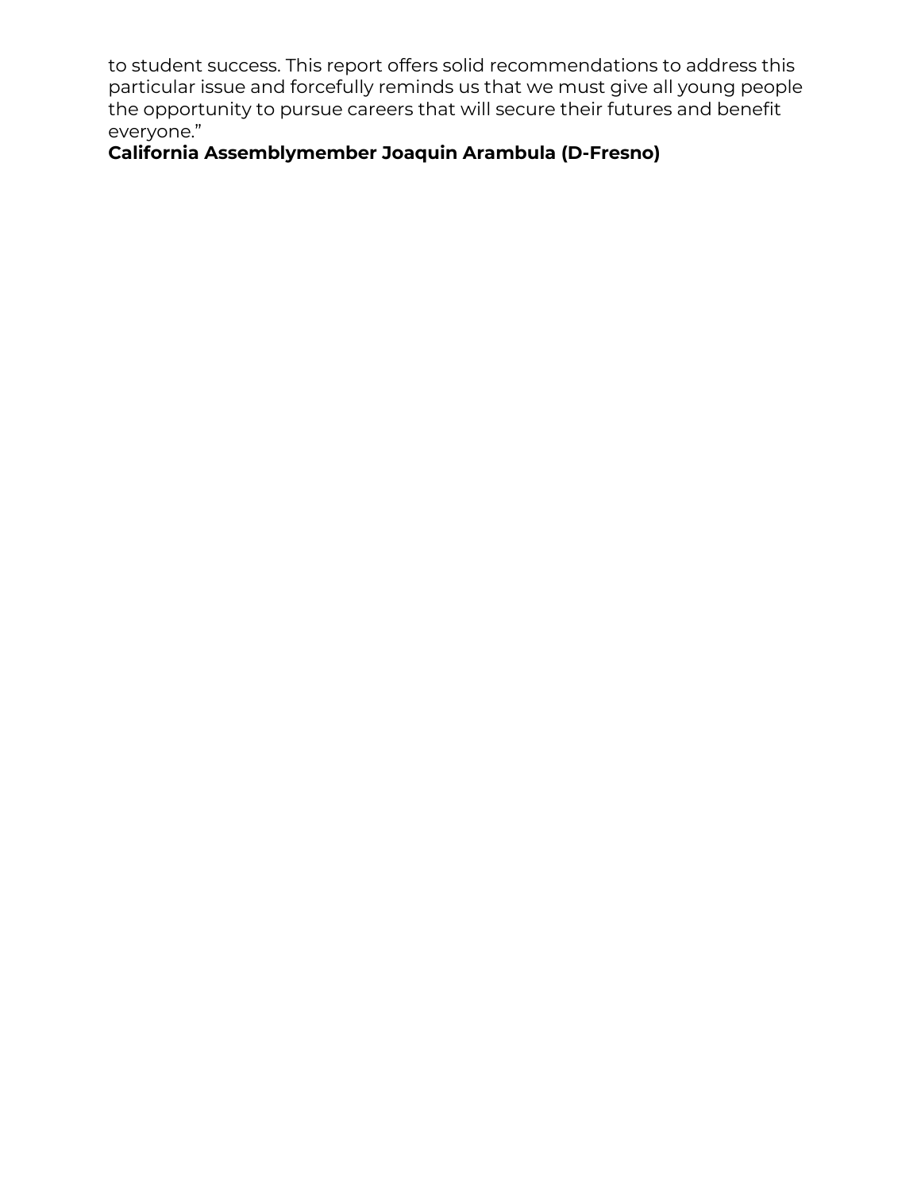to student success. This report offers solid recommendations to address this particular issue and forcefully reminds us that we must give all young people the opportunity to pursue careers that will secure their futures and benefit everyone."

**California Assemblymember Joaquin Arambula (D-Fresno)**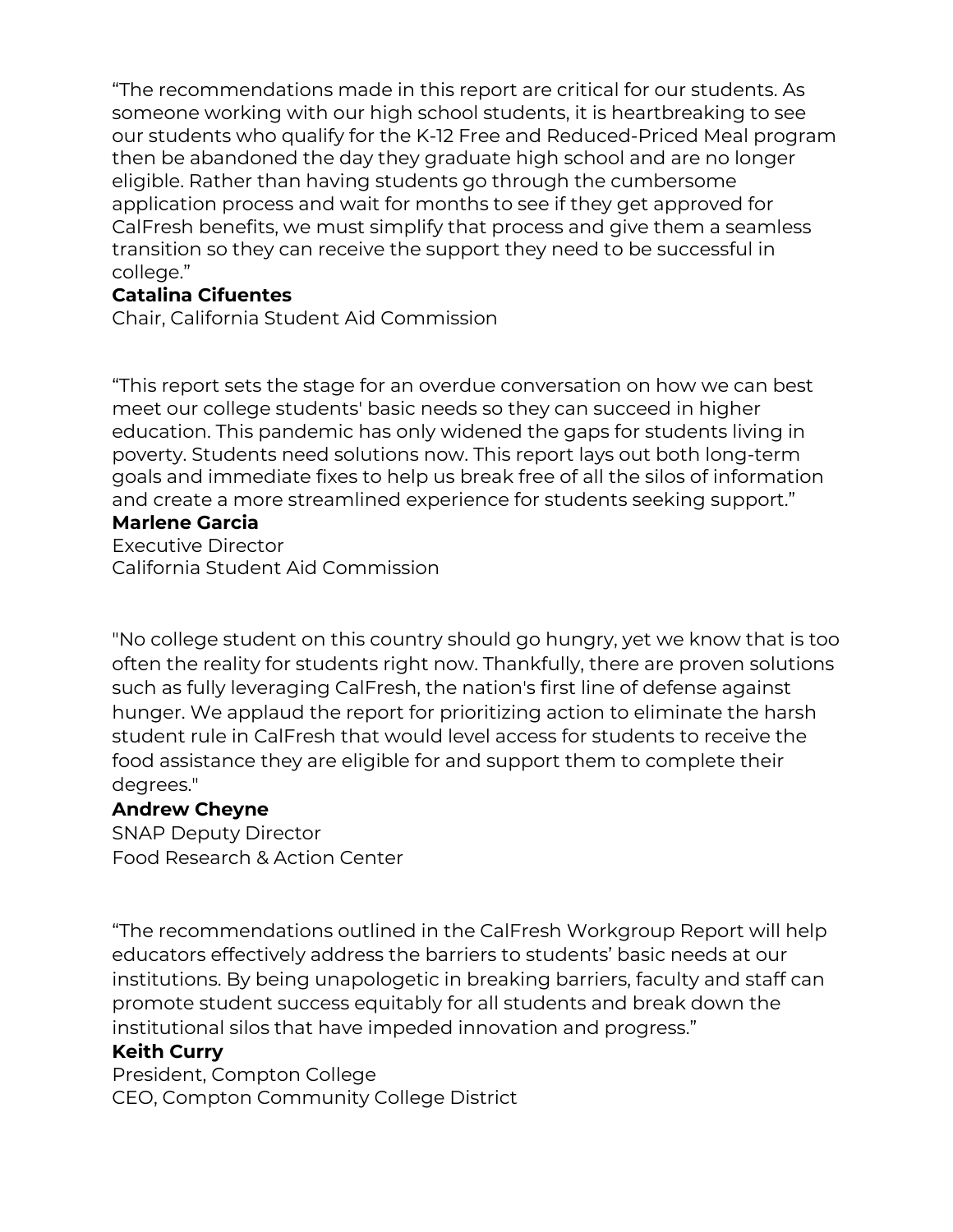“The recommendations made in this report are critical for our students. As someone working with our high school students, it is heartbreaking to see our students who qualify for the K-12 Free and Reduced-Priced Meal program then be abandoned the day they graduate high school and are no longer eligible. Rather than having students go through the cumbersome application process and wait for months to see if they get approved for CalFresh benefits, we must simplify that process and give them a seamless transition so they can receive the support they need to be successful in college.”

**Catalina Cifuentes**
Chair, California Student Aid Commission

“This report sets the stage for an overdue conversation on how we can best meet our college students' basic needs so they can succeed in higher education. This pandemic has only widened the gaps for students living in poverty. Students need solutions now. This report lays out both long-term goals and immediate fixes to help us break free of all the silos of information and create a more streamlined experience for students seeking support.”

**Marlene Garcia**
Executive Director
California Student Aid Commission

"No college student on this country should go hungry, yet we know that is too often the reality for students right now. Thankfully, there are proven solutions such as fully leveraging CalFresh, the nation's first line of defense against hunger. We applaud the report for prioritizing action to eliminate the harsh student rule in CalFresh that would level access for students to receive the food assistance they are eligible for and support them to complete their degrees."

**Andrew Cheyne**
SNAP Deputy Director
Food Research & Action Center

“The recommendations outlined in the CalFresh Workgroup Report will help educators effectively address the barriers to students’ basic needs at our institutions. By being unapologetic in breaking barriers, faculty and staff can promote student success equitably for all students and break down the institutional silos that have impeded innovation and progress.”

**Keith Curry**
President, Compton College
CEO, Compton Community College District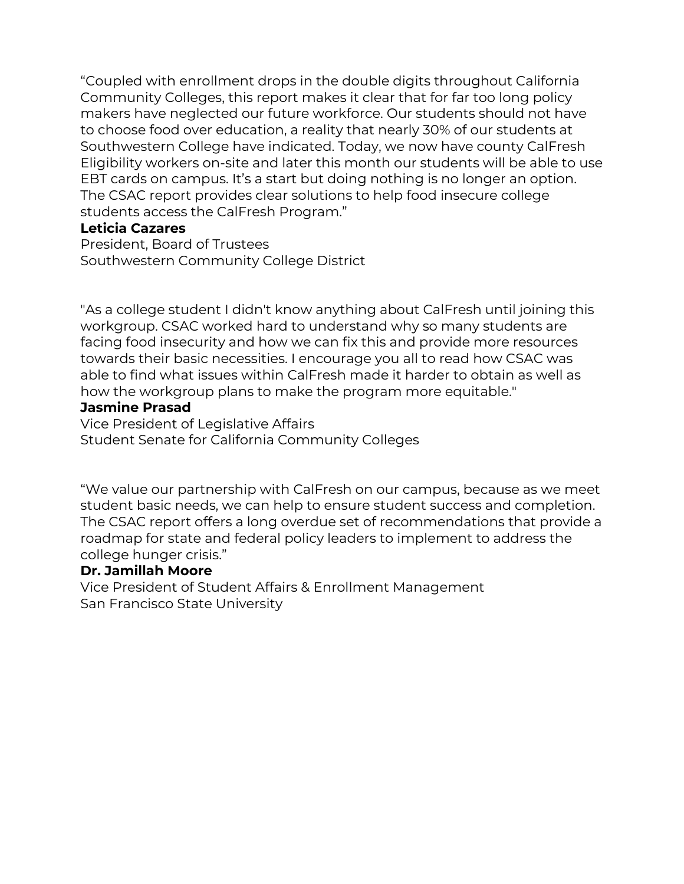“Coupled with enrollment drops in the double digits throughout California Community Colleges, this report makes it clear that for far too long policy makers have neglected our future workforce. Our students should not have to choose food over education, a reality that nearly 30% of our students at Southwestern College have indicated. Today, we now have county CalFresh Eligibility workers on-site and later this month our students will be able to use EBT cards on campus. It’s a start but doing nothing is no longer an option. The CSAC report provides clear solutions to help food insecure college students access the CalFresh Program.”

**Leticia Cazares**
President, Board of Trustees
Southwestern Community College District

"As a college student I didn't know anything about CalFresh until joining this workgroup. CSAC worked hard to understand why so many students are facing food insecurity and how we can fix this and provide more resources towards their basic necessities. I encourage you all to read how CSAC was able to find what issues within CalFresh made it harder to obtain as well as how the workgroup plans to make the program more equitable."

**Jasmine Prasad**
Vice President of Legislative Affairs
Student Senate for California Community Colleges

“We value our partnership with CalFresh on our campus, because as we meet student basic needs, we can help to ensure student success and completion. The CSAC report offers a long overdue set of recommendations that provide a roadmap for state and federal policy leaders to implement to address the college hunger crisis.”

**Dr. Jamillah Moore**
Vice President of Student Affairs & Enrollment Management
San Francisco State University